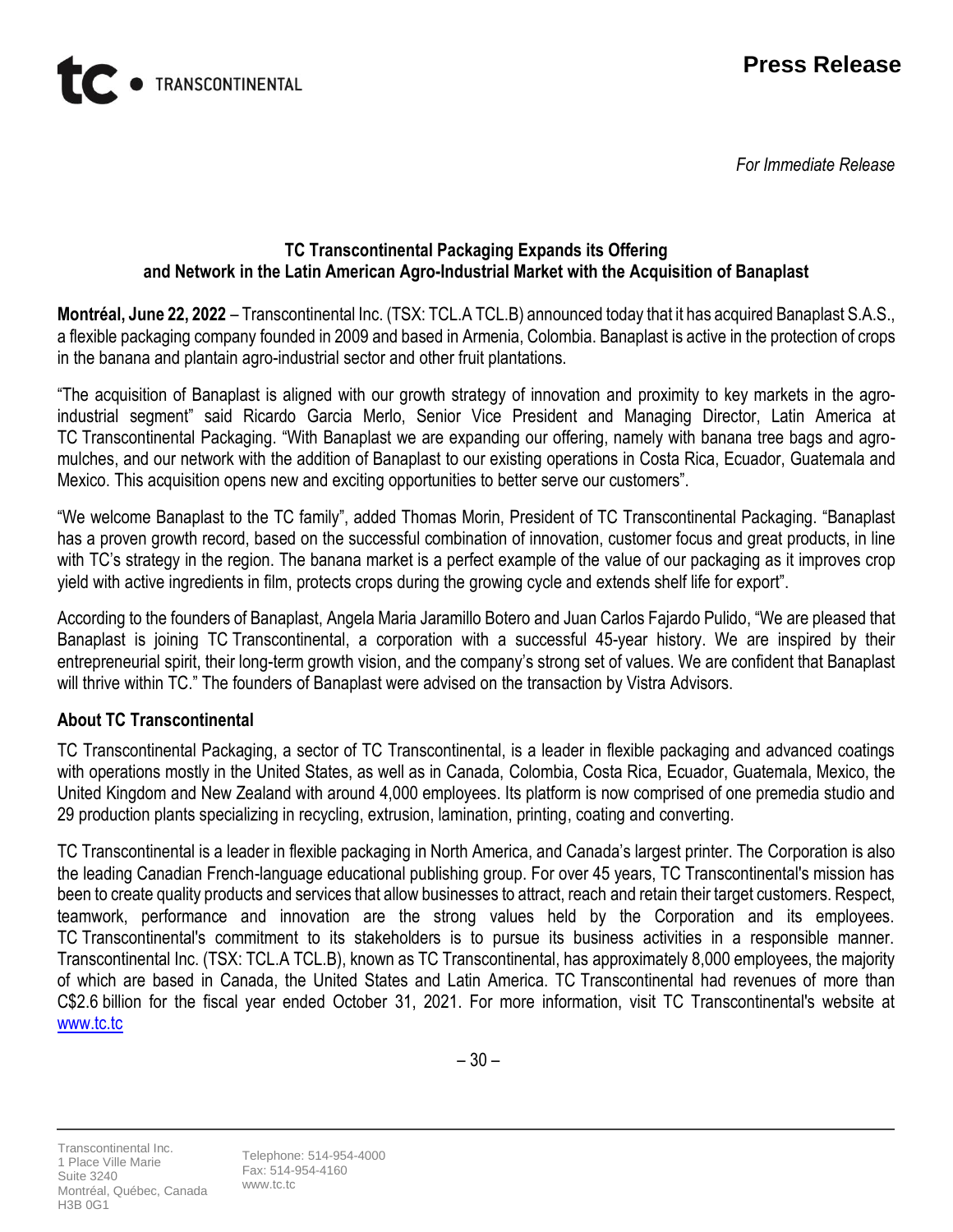TC • TRANSCONTINENTAL

# Press Release

*For Immediate Release*

## TC Transcontinental Packaging Expands its Offering and Network in the Latin American Agro-Industrial Market with the Acquisition of Banaplast

**Montréal, June 22, 2022** – Transcontinental Inc. (TSX: TCL.A TCL.B) announced today that it has acquired Banaplast S.A.S., a flexible packaging company founded in 2009 and based in Armenia, Colombia. Banaplast is active in the protection of crops in the banana and plantain agro-industrial sector and other fruit plantations.

"The acquisition of Banaplast is aligned with our growth strategy of innovation and proximity to key markets in the agro-industrial segment" said Ricardo Garcia Merlo, Senior Vice President and Managing Director, Latin America at TC Transcontinental Packaging. "With Banaplast we are expanding our offering, namely with banana tree bags and agro-mulches, and our network with the addition of Banaplast to our existing operations in Costa Rica, Ecuador, Guatemala and Mexico. This acquisition opens new and exciting opportunities to better serve our customers".

"We welcome Banaplast to the TC family", added Thomas Morin, President of TC Transcontinental Packaging. "Banaplast has a proven growth record, based on the successful combination of innovation, customer focus and great products, in line with TC's strategy in the region. The banana market is a perfect example of the value of our packaging as it improves crop yield with active ingredients in film, protects crops during the growing cycle and extends shelf life for export".

According to the founders of Banaplast, Angela Maria Jaramillo Botero and Juan Carlos Fajardo Pulido, "We are pleased that Banaplast is joining TC Transcontinental, a corporation with a successful 45-year history. We are inspired by their entrepreneurial spirit, their long-term growth vision, and the company's strong set of values. We are confident that Banaplast will thrive within TC." The founders of Banaplast were advised on the transaction by Vistra Advisors.

### About TC Transcontinental

TC Transcontinental Packaging, a sector of TC Transcontinental, is a leader in flexible packaging and advanced coatings with operations mostly in the United States, as well as in Canada, Colombia, Costa Rica, Ecuador, Guatemala, Mexico, the United Kingdom and New Zealand with around 4,000 employees. Its platform is now comprised of one premedia studio and 29 production plants specializing in recycling, extrusion, lamination, printing, coating and converting.

TC Transcontinental is a leader in flexible packaging in North America, and Canada's largest printer. The Corporation is also the leading Canadian French-language educational publishing group. For over 45 years, TC Transcontinental's mission has been to create quality products and services that allow businesses to attract, reach and retain their target customers. Respect, teamwork, performance and innovation are the strong values held by the Corporation and its employees. TC Transcontinental's commitment to its stakeholders is to pursue its business activities in a responsible manner. Transcontinental Inc. (TSX: TCL.A TCL.B), known as TC Transcontinental, has approximately 8,000 employees, the majority of which are based in Canada, the United States and Latin America. TC Transcontinental had revenues of more than C$2.6 billion for the fiscal year ended October 31, 2021. For more information, visit TC Transcontinental's website at www.tc.tc

– 30 –

Transcontinental Inc.
1 Place Ville Marie
Suite 3240
Montréal, Québec, Canada
H3B 0G1

Telephone: 514-954-4000
Fax: 514-954-4160
www.tc.tc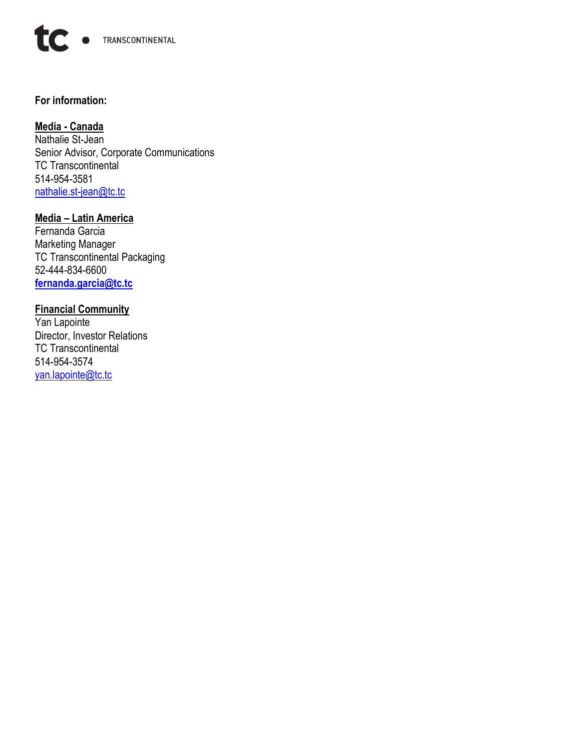**For information:**

**Media - Canada**
Nathalie St-Jean
Senior Advisor, Corporate Communications
TC Transcontinental
514-954-3581
nathalie.st-jean@tc.tc

**Media – Latin America**
Fernanda Garcia
Marketing Manager
TC Transcontinental Packaging
52-444-834-6600
**fernanda.garcia@tc.tc**

**Financial Community**
Yan Lapointe
Director, Investor Relations
TC Transcontinental
514-954-3574
yan.lapointe@tc.tc